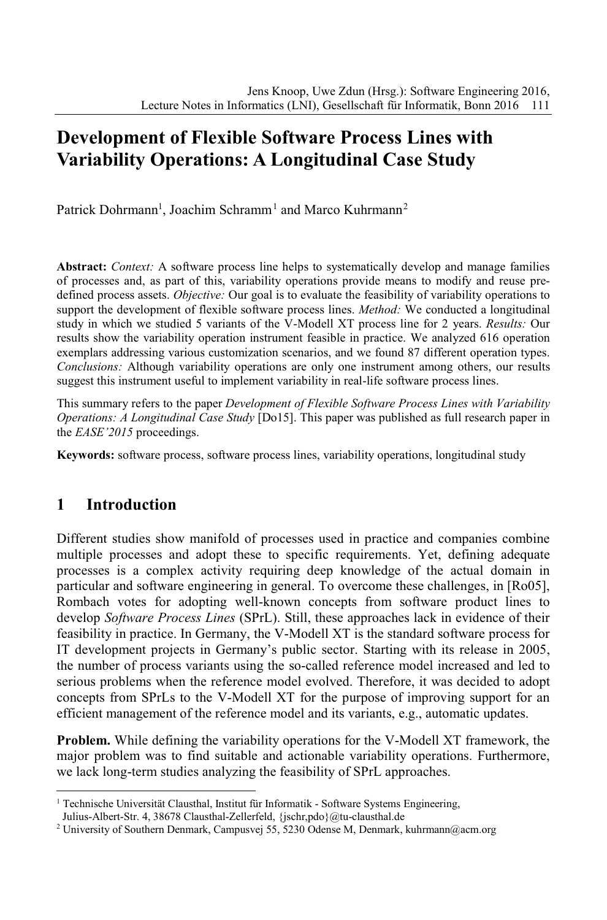# Development of Flexible Software Process Lines with Variability Operations: A Longitudinal Case Study

Patrick Dohrmann[1], Joachim Schramm[1] and Marco Kuhrmann[2]

**Abstract:** *Context:* A software process line helps to systematically develop and manage families of processes and, as part of this, variability operations provide means to modify and reuse predefined process assets. *Objective:* Our goal is to evaluate the feasibility of variability operations to support the development of flexible software process lines. *Method:* We conducted a longitudinal study in which we studied 5 variants of the V-Modell XT process line for 2 years. *Results:* Our results show the variability operation instrument feasible in practice. We analyzed 616 operation exemplars addressing various customization scenarios, and we found 87 different operation types. *Conclusions:* Although variability operations are only one instrument among others, our results suggest this instrument useful to implement variability in real-life software process lines.

This summary refers to the paper *Development of Flexible Software Process Lines with Variability Operations: A Longitudinal Case Study* [Do15]. This paper was published as full research paper in the *EASE'2015* proceedings.

**Keywords:** software process, software process lines, variability operations, longitudinal study

## 1 Introduction

Different studies show manifold of processes used in practice and companies combine multiple processes and adopt these to specific requirements. Yet, defining adequate processes is a complex activity requiring deep knowledge of the actual domain in particular and software engineering in general. To overcome these challenges, in [Ro05], Rombach votes for adopting well-known concepts from software product lines to develop *Software Process Lines* (SPrL). Still, these approaches lack in evidence of their feasibility in practice. In Germany, the V-Modell XT is the standard software process for IT development projects in Germany's public sector. Starting with its release in 2005, the number of process variants using the so-called reference model increased and led to serious problems when the reference model evolved. Therefore, it was decided to adopt concepts from SPrLs to the V-Modell XT for the purpose of improving support for an efficient management of the reference model and its variants, e.g., automatic updates.

**Problem.** While defining the variability operations for the V-Modell XT framework, the major problem was to find suitable and actionable variability operations. Furthermore, we lack long-term studies analyzing the feasibility of SPrL approaches.

---

[1] Technische Universität Clausthal, Institut für Informatik - Software Systems Engineering, Julius-Albert-Str. 4, 38678 Clausthal-Zellerfeld, {jschr,pdo}@tu-clausthal.de

[2] University of Southern Denmark, Campusvej 55, 5230 Odense M, Denmark, kuhrmann@acm.org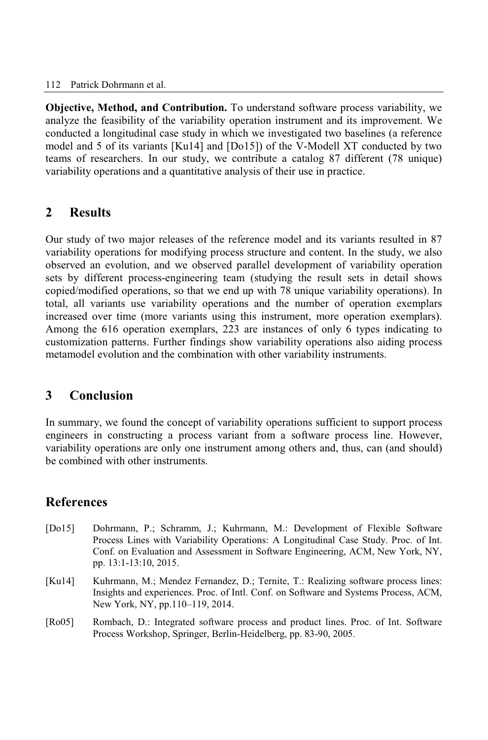**Objective, Method, and Contribution.** To understand software process variability, we analyze the feasibility of the variability operation instrument and its improvement. We conducted a longitudinal case study in which we investigated two baselines (a reference model and 5 of its variants [Ku14] and [Do15]) of the V-Modell XT conducted by two teams of researchers. In our study, we contribute a catalog 87 different (78 unique) variability operations and a quantitative analysis of their use in practice.

## 2 Results

Our study of two major releases of the reference model and its variants resulted in 87 variability operations for modifying process structure and content. In the study, we also observed an evolution, and we observed parallel development of variability operation sets by different process-engineering team (studying the result sets in detail shows copied/modified operations, so that we end up with 78 unique variability operations). In total, all variants use variability operations and the number of operation exemplars increased over time (more variants using this instrument, more operation exemplars). Among the 616 operation exemplars, 223 are instances of only 6 types indicating to customization patterns. Further findings show variability operations also aiding process metamodel evolution and the combination with other variability instruments.

## 3 Conclusion

In summary, we found the concept of variability operations sufficient to support process engineers in constructing a process variant from a software process line. However, variability operations are only one instrument among others and, thus, can (and should) be combined with other instruments.

## References

[Do15] Dohrmann, P.; Schramm, J.; Kuhrmann, M.: Development of Flexible Software Process Lines with Variability Operations: A Longitudinal Case Study. Proc. of Int. Conf. on Evaluation and Assessment in Software Engineering, ACM, New York, NY, pp. 13:1-13:10, 2015.

[Ku14] Kuhrmann, M.; Mendez Fernandez, D.; Ternite, T.: Realizing software process lines: Insights and experiences. Proc. of Intl. Conf. on Software and Systems Process, ACM, New York, NY, pp.110–119, 2014.

[Ro05] Rombach, D.: Integrated software process and product lines. Proc. of Int. Software Process Workshop, Springer, Berlin-Heidelberg, pp. 83-90, 2005.